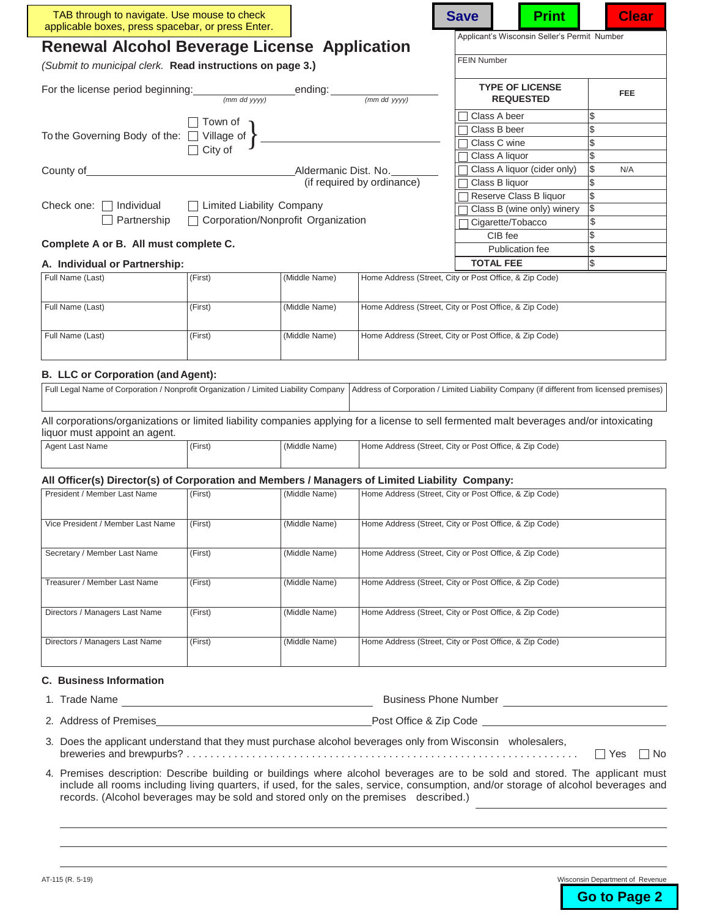TAB through to navigate. Use mouse to check applicable boxes, press spacebar, or press Enter.

Save | Print | Clear

# Renewal Alcohol Beverage License Application

*(Submit to municipal clerk.* **Read instructions on page 3.)**

Applicant's Wisconsin Seller's Permit Number

FEIN Number

For the license period beginning: ____________ *(mm dd yyyy)* ending: ____________ *(mm dd yyyy)*

To the Governing Body of the: ☐ Town of ☐ Village of ☐ City of ____________

County of ____________ Aldermanic Dist. No. ______ (if required by ordinance)

Check one: ☐ Individual ☐ Partnership ☐ Limited Liability Company ☐ Corporation/Nonprofit Organization

| TYPE OF LICENSE REQUESTED | FEE |
|---|---|
| ☐ Class A beer | $ |
| ☐ Class B beer | $ |
| ☐ Class C wine | $ |
| ☐ Class A liquor | $ |
| ☐ Class A liquor (cider only) | $ N/A |
| ☐ Class B liquor | $ |
| ☐ Reserve Class B liquor | $ |
| ☐ Class B (wine only) winery | $ |
| ☐ Cigarette/Tobacco | $ |
| CIB fee | $ |
| Publication fee | $ |
| **TOTAL FEE** | $ |

**Complete A or B. All must complete C.**

### A. Individual or Partnership:

| Full Name (Last) | (First) | (Middle Name) | Home Address (Street, City or Post Office, & Zip Code) |
|---|---|---|---|
| Full Name (Last) | (First) | (Middle Name) | Home Address (Street, City or Post Office, & Zip Code) |
| Full Name (Last) | (First) | (Middle Name) | Home Address (Street, City or Post Office, & Zip Code) |

### B. LLC or Corporation (and Agent):

| Full Legal Name of Corporation / Nonprofit Organization / Limited Liability Company | Address of Corporation / Limited Liability Company (if different from licensed premises) |
|---|---|
| | |

All corporations/organizations or limited liability companies applying for a license to sell fermented malt beverages and/or intoxicating liquor must appoint an agent.

| Agent Last Name | (First) | (Middle Name) | Home Address (Street, City or Post Office, & Zip Code) |
|---|---|---|---|
| | | | |

**All Officer(s) Director(s) of Corporation and Members / Managers of Limited Liability Company:**

| Title / Last Name | (First) | (Middle Name) | Home Address (Street, City or Post Office, & Zip Code) |
|---|---|---|---|
| President / Member Last Name | | | |
| Vice President / Member Last Name | | | |
| Secretary / Member Last Name | | | |
| Treasurer / Member Last Name | | | |
| Directors / Managers Last Name | | | |
| Directors / Managers Last Name | | | |

### C. Business Information

1. Trade Name ____________ Business Phone Number ____________
2. Address of Premises ____________ Post Office & Zip Code ____________
3. Does the applicant understand that they must purchase alcohol beverages only from Wisconsin wholesalers, breweries and brewpubs? . . . . . . . . . . ☐ Yes ☐ No
4. Premises description: Describe building or buildings where alcohol beverages are to be sold and stored. The applicant must include all rooms including living quarters, if used, for the sales, service, consumption, and/or storage of alcohol beverages and records. (Alcohol beverages may be sold and stored only on the premises described.) ____________

AT-115 (R. 5-19) Wisconsin Department of Revenue

Go to Page 2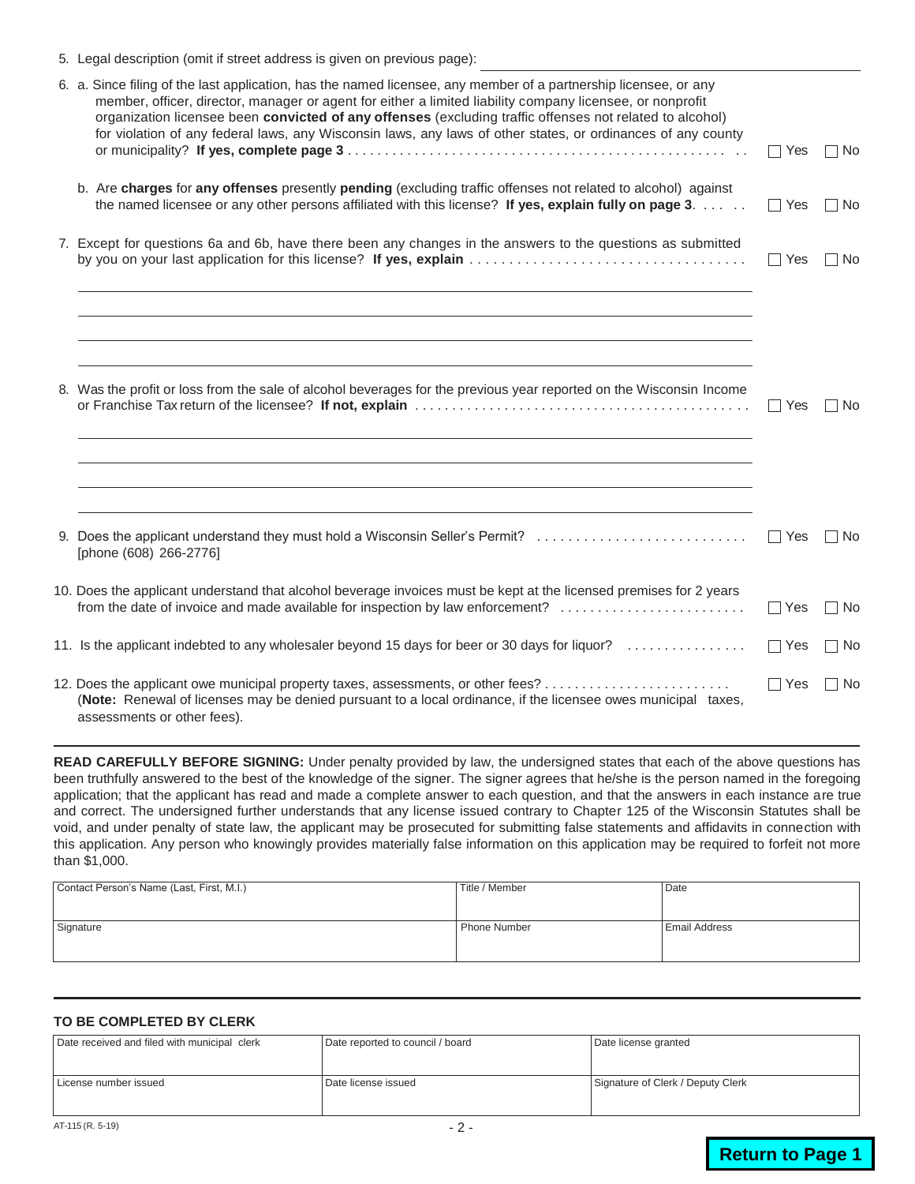5. Legal description (omit if street address is given on previous page): ______________________________

6. a. Since filing of the last application, has the named licensee, any member of a partnership licensee, or any member, officer, director, manager or agent for either a limited liability company licensee, or nonprofit organization licensee been **convicted of any offenses** (excluding traffic offenses not related to alcohol) for violation of any federal laws, any Wisconsin laws, any laws of other states, or ordinances of any county or municipality? **If yes, complete page 3** . . . . . . . . . . . . . . . . . . . . . . . . . . . . . . . . . . . . . . . . . ☐ Yes ☐ No

   b. Are **charges** for **any offenses** presently **pending** (excluding traffic offenses not related to alcohol) against the named licensee or any other persons affiliated with this license? **If yes, explain fully on page 3**. . . . . . ☐ Yes ☐ No

7. Except for questions 6a and 6b, have there been any changes in the answers to the questions as submitted by you on your last application for this license? **If yes, explain** . . . . . . . . . . . . . . . . . . . . . . . . . . . . . . . . . . . ☐ Yes ☐ No

______________________________

______________________________

______________________________

______________________________

8. Was the profit or loss from the sale of alcohol beverages for the previous year reported on the Wisconsin Income or Franchise Tax return of the licensee? **If not, explain** . . . . . . . . . . . . . . . . . . . . . . . . . . . . . . . . . . . . . . . . . . . . ☐ Yes ☐ No

______________________________

______________________________

______________________________

______________________________

9. Does the applicant understand they must hold a Wisconsin Seller's Permit? . . . . . . . . . . . . . . . . . . . . . . . . . . . ☐ Yes ☐ No
   [phone (608) 266-2776]

10. Does the applicant understand that alcohol beverage invoices must be kept at the licensed premises for 2 years from the date of invoice and made available for inspection by law enforcement? . . . . . . . . . . . . . . . . . . . . . . . . . ☐ Yes ☐ No

11. Is the applicant indebted to any wholesaler beyond 15 days for beer or 30 days for liquor? . . . . . . . . . . . . . . . . ☐ Yes ☐ No

12. Does the applicant owe municipal property taxes, assessments, or other fees? . . . . . . . . . . . . . . . . . . . . . . . . . ☐ Yes ☐ No
   (**Note:** Renewal of licenses may be denied pursuant to a local ordinance, if the licensee owes municipal taxes, assessments or other fees).

---

**READ CAREFULLY BEFORE SIGNING:** Under penalty provided by law, the undersigned states that each of the above questions has been truthfully answered to the best of the knowledge of the signer. The signer agrees that he/she is the person named in the foregoing application; that the applicant has read and made a complete answer to each question, and that the answers in each instance are true and correct. The undersigned further understands that any license issued contrary to Chapter 125 of the Wisconsin Statutes shall be void, and under penalty of state law, the applicant may be prosecuted for submitting false statements and affidavits in connection with this application. Any person who knowingly provides materially false information on this application may be required to forfeit not more than $1,000.

| Contact Person's Name (Last, First, M.I.) | Title / Member | Date |
|---|---|---|
| Signature | Phone Number | Email Address |

---

**TO BE COMPLETED BY CLERK**

| Date received and filed with municipal clerk | Date reported to council / board | Date license granted |
|---|---|---|
| License number issued | Date license issued | Signature of Clerk / Deputy Clerk |

AT-115 (R. 5-19)

**Return to Page 1**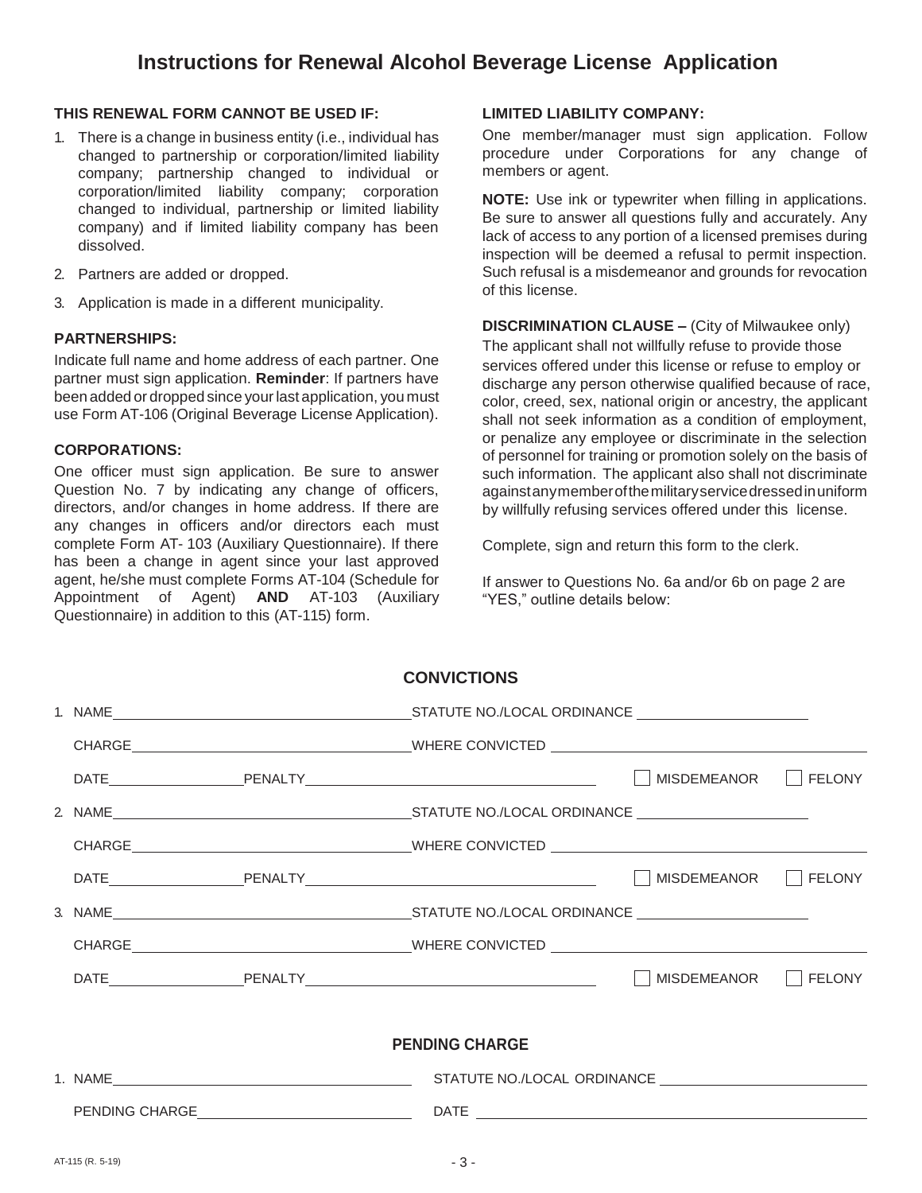# Instructions for Renewal Alcohol Beverage License Application

**THIS RENEWAL FORM CANNOT BE USED IF:**

1. There is a change in business entity (i.e., individual has changed to partnership or corporation/limited liability company; partnership changed to individual or corporation/limited liability company; corporation changed to individual, partnership or limited liability company) and if limited liability company has been dissolved.
2. Partners are added or dropped.
3. Application is made in a different municipality.

**PARTNERSHIPS:**

Indicate full name and home address of each partner. One partner must sign application. **Reminder**: If partners have been added or dropped since your last application, you must use Form AT-106 (Original Beverage License Application).

**CORPORATIONS:**

One officer must sign application. Be sure to answer Question No. 7 by indicating any change of officers, directors, and/or changes in home address. If there are any changes in officers and/or directors each must complete Form AT- 103 (Auxiliary Questionnaire). If there has been a change in agent since your last approved agent, he/she must complete Forms AT-104 (Schedule for Appointment of Agent) **AND** AT-103 (Auxiliary Questionnaire) in addition to this (AT-115) form.

**LIMITED LIABILITY COMPANY:**

One member/manager must sign application. Follow procedure under Corporations for any change of members or agent.

**NOTE:** Use ink or typewriter when filling in applications. Be sure to answer all questions fully and accurately. Any lack of access to any portion of a licensed premises during inspection will be deemed a refusal to permit inspection. Such refusal is a misdemeanor and grounds for revocation of this license.

**DISCRIMINATION CLAUSE –** (City of Milwaukee only)
The applicant shall not willfully refuse to provide those services offered under this license or refuse to employ or discharge any person otherwise qualified because of race, color, creed, sex, national origin or ancestry, the applicant shall not seek information as a condition of employment, or penalize any employee or discriminate in the selection of personnel for training or promotion solely on the basis of such information. The applicant also shall not discriminate against any member of the military service dressed in uniform by willfully refusing services offered under this license.

Complete, sign and return this form to the clerk.

If answer to Questions No. 6a and/or 6b on page 2 are "YES," outline details below:

## CONVICTIONS

1. NAME ______________________ STATUTE NO./LOCAL ORDINANCE ______________________
   CHARGE ______________________ WHERE CONVICTED ______________________
   DATE __________ PENALTY ______________________ ☐ MISDEMEANOR ☐ FELONY

2. NAME ______________________ STATUTE NO./LOCAL ORDINANCE ______________________
   CHARGE ______________________ WHERE CONVICTED ______________________
   DATE __________ PENALTY ______________________ ☐ MISDEMEANOR ☐ FELONY

3. NAME ______________________ STATUTE NO./LOCAL ORDINANCE ______________________
   CHARGE ______________________ WHERE CONVICTED ______________________
   DATE __________ PENALTY ______________________ ☐ MISDEMEANOR ☐ FELONY

## PENDING CHARGE

1. NAME ______________________ STATUTE NO./LOCAL ORDINANCE ______________________
   PENDING CHARGE ______________________ DATE ______________________

AT-115 (R. 5-19)